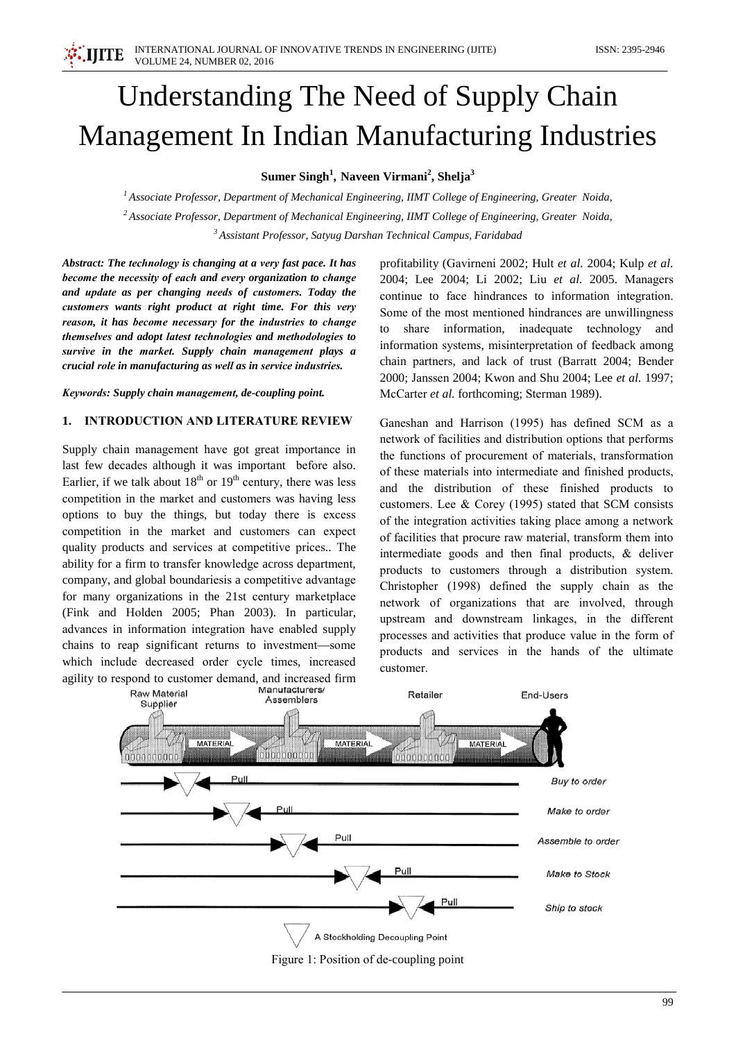# Understanding The Need of Supply Chain Management In Indian Manufacturing Industries

**Sumer Singh[1], Naveen Virmani[2], Shelja[3]**

[1] *Associate Professor, Department of Mechanical Engineering, IIMT College of Engineering, Greater Noida,*

[2] *Associate Professor, Department of Mechanical Engineering, IIMT College of Engineering, Greater Noida,*

[3] *Assistant Professor, Satyug Darshan Technical Campus, Faridabad*

***Abstract: The technology is changing at a very fast pace. It has become the necessity of each and every organization to change and update as per changing needs of customers. Today the customers wants right product at right time. For this very reason, it has become necessary for the industries to change themselves and adopt latest technologies and methodologies to survive in the market. Supply chain management plays a crucial role in manufacturing as well as in service industries.***

***Keywords: Supply chain management, de-coupling point.***

## 1. INTRODUCTION AND LITERATURE REVIEW

Supply chain management have got great importance in last few decades although it was important before also. Earlier, if we talk about 18th or 19th century, there was less competition in the market and customers was having less options to buy the things, but today there is excess competition in the market and customers can expect quality products and services at competitive prices.. The ability for a firm to transfer knowledge across department, company, and global boundariesis a competitive advantage for many organizations in the 21st century marketplace (Fink and Holden 2005; Phan 2003). In particular, advances in information integration have enabled supply chains to reap significant returns to investment—some which include decreased order cycle times, increased agility to respond to customer demand, and increased firm profitability (Gavirneni 2002; Hult *et al.* 2004; Kulp *et al.* 2004; Lee 2004; Li 2002; Liu *et al.* 2005. Managers continue to face hindrances to information integration. Some of the most mentioned hindrances are unwillingness to share information, inadequate technology and information systems, misinterpretation of feedback among chain partners, and lack of trust (Barratt 2004; Bender 2000; Janssen 2004; Kwon and Shu 2004; Lee *et al.* 1997; McCarter *et al.* forthcoming; Sterman 1989).

Ganeshan and Harrison (1995) has defined SCM as a network of facilities and distribution options that performs the functions of procurement of materials, transformation of these materials into intermediate and finished products, and the distribution of these finished products to customers. Lee & Corey (1995) stated that SCM consists of the integration activities taking place among a network of facilities that procure raw material, transform them into intermediate goods and then final products, & deliver products to customers through a distribution system. Christopher (1998) defined the supply chain as the network of organizations that are involved, through upstream and downstream linkages, in the different processes and activities that produce value in the form of products and services in the hands of the ultimate customer.

Figure 1: Position of de-coupling point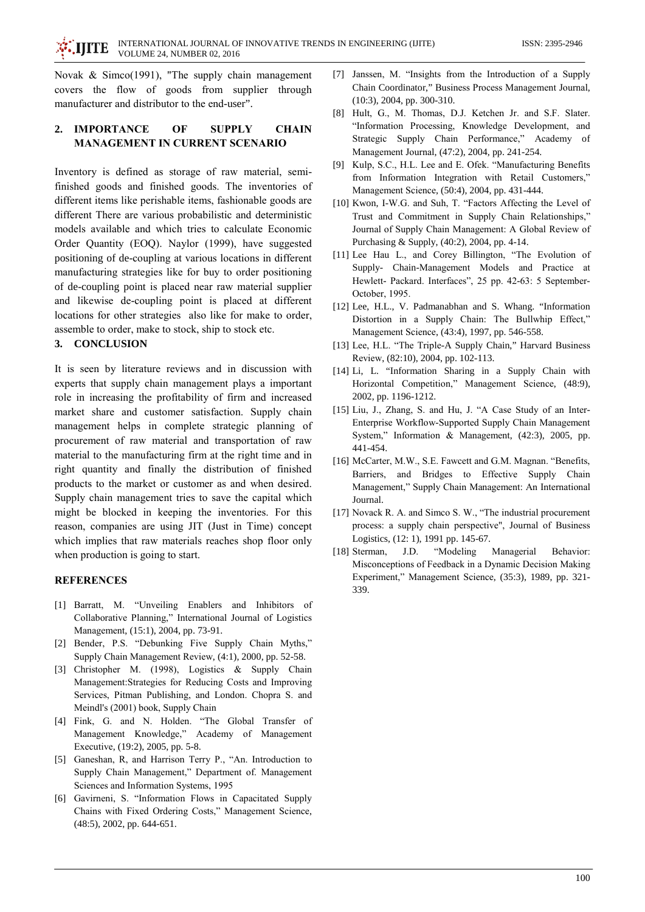Novak & Simco(1991), "The supply chain management covers the flow of goods from supplier through manufacturer and distributor to the end-user".

## 2. IMPORTANCE OF SUPPLY CHAIN MANAGEMENT IN CURRENT SCENARIO

Inventory is defined as storage of raw material, semi-finished goods and finished goods. The inventories of different items like perishable items, fashionable goods are different There are various probabilistic and deterministic models available and which tries to calculate Economic Order Quantity (EOQ). Naylor (1999), have suggested positioning of de-coupling at various locations in different manufacturing strategies like for buy to order positioning of de-coupling point is placed near raw material supplier and likewise de-coupling point is placed at different locations for other strategies also like for make to order, assemble to order, make to stock, ship to stock etc.

## 3. CONCLUSION

It is seen by literature reviews and in discussion with experts that supply chain management plays a important role in increasing the profitability of firm and increased market share and customer satisfaction. Supply chain management helps in complete strategic planning of procurement of raw material and transportation of raw material to the manufacturing firm at the right time and in right quantity and finally the distribution of finished products to the market or customer as and when desired. Supply chain management tries to save the capital which might be blocked in keeping the inventories. For this reason, companies are using JIT (Just in Time) concept which implies that raw materials reaches shop floor only when production is going to start.

## REFERENCES

[1] Barratt, M. "Unveiling Enablers and Inhibitors of Collaborative Planning," International Journal of Logistics Management, (15:1), 2004, pp. 73-91.

[2] Bender, P.S. "Debunking Five Supply Chain Myths," Supply Chain Management Review, (4:1), 2000, pp. 52-58.

[3] Christopher M. (1998), Logistics & Supply Chain Management:Strategies for Reducing Costs and Improving Services, Pitman Publishing, and London. Chopra S. and Meindl's (2001) book, Supply Chain

[4] Fink, G. and N. Holden. "The Global Transfer of Management Knowledge," Academy of Management Executive, (19:2), 2005, pp. 5-8.

[5] Ganeshan, R, and Harrison Terry P., "An. Introduction to Supply Chain Management," Department of. Management Sciences and Information Systems, 1995

[6] Gavirneni, S. "Information Flows in Capacitated Supply Chains with Fixed Ordering Costs," Management Science, (48:5), 2002, pp. 644-651.

[7] Janssen, M. "Insights from the Introduction of a Supply Chain Coordinator," Business Process Management Journal, (10:3), 2004, pp. 300-310.

[8] Hult, G., M. Thomas, D.J. Ketchen Jr. and S.F. Slater. "Information Processing, Knowledge Development, and Strategic Supply Chain Performance," Academy of Management Journal, (47:2), 2004, pp. 241-254.

[9] Kulp, S.C., H.L. Lee and E. Ofek. "Manufacturing Benefits from Information Integration with Retail Customers," Management Science, (50:4), 2004, pp. 431-444.

[10] Kwon, I-W.G. and Suh, T. "Factors Affecting the Level of Trust and Commitment in Supply Chain Relationships," Journal of Supply Chain Management: A Global Review of Purchasing & Supply, (40:2), 2004, pp. 4-14.

[11] Lee Hau L., and Corey Billington, "The Evolution of Supply- Chain-Management Models and Practice at Hewlett- Packard. Interfaces", 25 pp. 42-63: 5 September-October, 1995.

[12] Lee, H.L., V. Padmanabhan and S. Whang. "Information Distortion in a Supply Chain: The Bullwhip Effect," Management Science, (43:4), 1997, pp. 546-558.

[13] Lee, H.L. "The Triple-A Supply Chain," Harvard Business Review, (82:10), 2004, pp. 102-113.

[14] Li, L. "Information Sharing in a Supply Chain with Horizontal Competition," Management Science, (48:9), 2002, pp. 1196-1212.

[15] Liu, J., Zhang, S. and Hu, J. "A Case Study of an Inter-Enterprise Workflow-Supported Supply Chain Management System," Information & Management, (42:3), 2005, pp. 441-454.

[16] McCarter, M.W., S.E. Fawcett and G.M. Magnan. "Benefits, Barriers, and Bridges to Effective Supply Chain Management," Supply Chain Management: An International Journal.

[17] Novack R. A. and Simco S. W., "The industrial procurement process: a supply chain perspective", Journal of Business Logistics, (12: 1), 1991 pp. 145-67.

[18] Sterman, J.D. "Modeling Managerial Behavior: Misconceptions of Feedback in a Dynamic Decision Making Experiment," Management Science, (35:3), 1989, pp. 321-339.